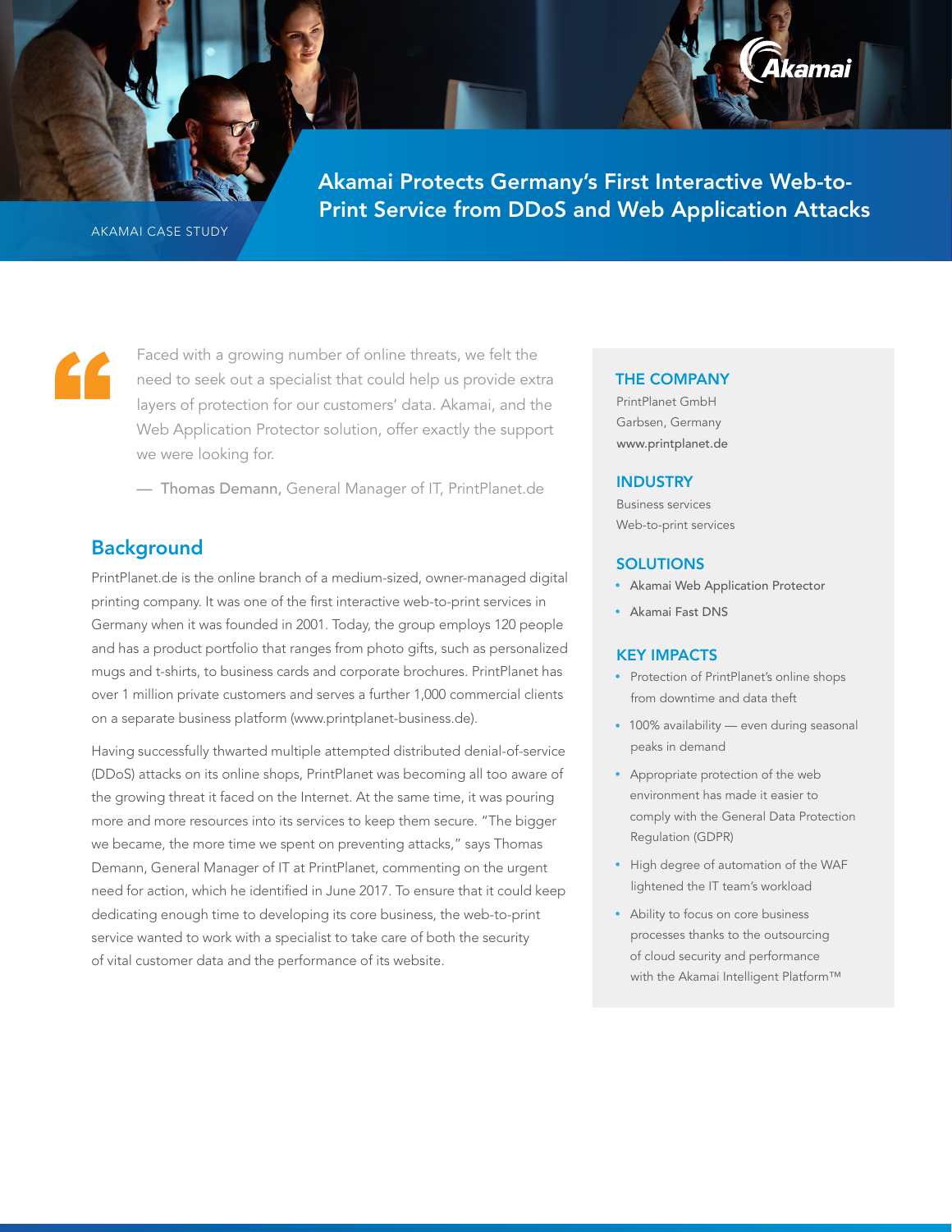AKAMAI CASE STUDY

# Akamai Protects Germany's First Interactive Web-to-Print Service from DDoS and Web Application Attacks

> Faced with a growing number of online threats, we felt the need to seek out a specialist that could help us provide extra layers of protection for our customers' data. Akamai, and the Web Application Protector solution, offer exactly the support we were looking for.
>
> — **Thomas Demann,** General Manager of IT, PrintPlanet.de

## Background

PrintPlanet.de is the online branch of a medium-sized, owner-managed digital printing company. It was one of the first interactive web-to-print services in Germany when it was founded in 2001. Today, the group employs 120 people and has a product portfolio that ranges from photo gifts, such as personalized mugs and t-shirts, to business cards and corporate brochures. PrintPlanet has over 1 million private customers and serves a further 1,000 commercial clients on a separate business platform (www.printplanet-business.de).

Having successfully thwarted multiple attempted distributed denial-of-service (DDoS) attacks on its online shops, PrintPlanet was becoming all too aware of the growing threat it faced on the Internet. At the same time, it was pouring more and more resources into its services to keep them secure. "The bigger we became, the more time we spent on preventing attacks," says Thomas Demann, General Manager of IT at PrintPlanet, commenting on the urgent need for action, which he identified in June 2017. To ensure that it could keep dedicating enough time to developing its core business, the web-to-print service wanted to work with a specialist to take care of both the security of vital customer data and the performance of its website.

### THE COMPANY

PrintPlanet GmbH
Garbsen, Germany
www.printplanet.de

### INDUSTRY

Business services
Web-to-print services

### SOLUTIONS

- Akamai Web Application Protector
- Akamai Fast DNS

### KEY IMPACTS

- Protection of PrintPlanet's online shops from downtime and data theft
- 100% availability — even during seasonal peaks in demand
- Appropriate protection of the web environment has made it easier to comply with the General Data Protection Regulation (GDPR)
- High degree of automation of the WAF lightened the IT team's workload
- Ability to focus on core business processes thanks to the outsourcing of cloud security and performance with the Akamai Intelligent Platform™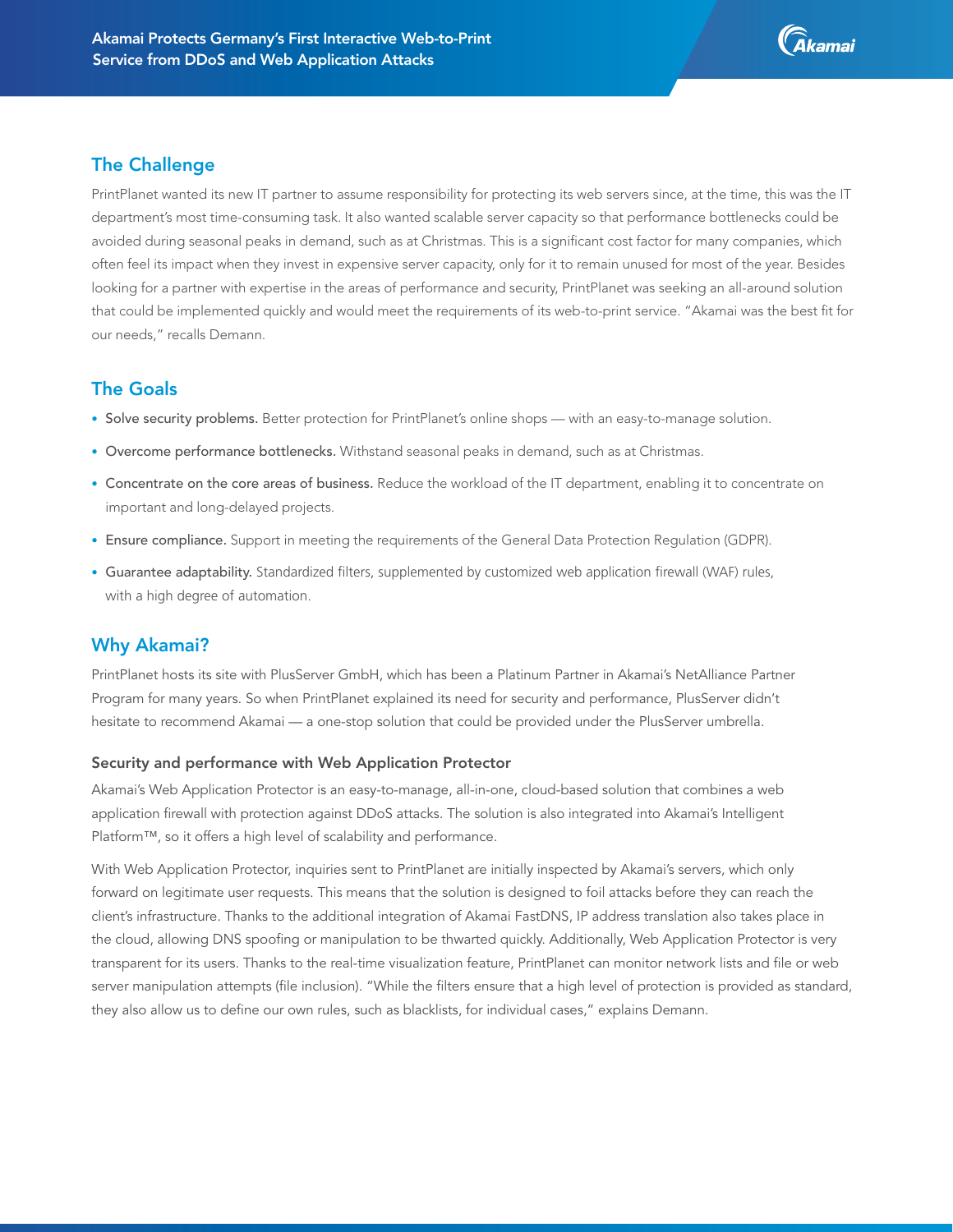## The Challenge

PrintPlanet wanted its new IT partner to assume responsibility for protecting its web servers since, at the time, this was the IT department's most time-consuming task. It also wanted scalable server capacity so that performance bottlenecks could be avoided during seasonal peaks in demand, such as at Christmas. This is a significant cost factor for many companies, which often feel its impact when they invest in expensive server capacity, only for it to remain unused for most of the year. Besides looking for a partner with expertise in the areas of performance and security, PrintPlanet was seeking an all-around solution that could be implemented quickly and would meet the requirements of its web-to-print service. "Akamai was the best fit for our needs," recalls Demann.

## The Goals

- **Solve security problems.** Better protection for PrintPlanet's online shops — with an easy-to-manage solution.
- **Overcome performance bottlenecks.** Withstand seasonal peaks in demand, such as at Christmas.
- **Concentrate on the core areas of business.** Reduce the workload of the IT department, enabling it to concentrate on important and long-delayed projects.
- **Ensure compliance.** Support in meeting the requirements of the General Data Protection Regulation (GDPR).
- **Guarantee adaptability.** Standardized filters, supplemented by customized web application firewall (WAF) rules, with a high degree of automation.

## Why Akamai?

PrintPlanet hosts its site with PlusServer GmbH, which has been a Platinum Partner in Akamai's NetAlliance Partner Program for many years. So when PrintPlanet explained its need for security and performance, PlusServer didn't hesitate to recommend Akamai — a one-stop solution that could be provided under the PlusServer umbrella.

### Security and performance with Web Application Protector

Akamai's Web Application Protector is an easy-to-manage, all-in-one, cloud-based solution that combines a web application firewall with protection against DDoS attacks. The solution is also integrated into Akamai's Intelligent Platform™, so it offers a high level of scalability and performance.

With Web Application Protector, inquiries sent to PrintPlanet are initially inspected by Akamai's servers, which only forward on legitimate user requests. This means that the solution is designed to foil attacks before they can reach the client's infrastructure. Thanks to the additional integration of Akamai FastDNS, IP address translation also takes place in the cloud, allowing DNS spoofing or manipulation to be thwarted quickly. Additionally, Web Application Protector is very transparent for its users. Thanks to the real-time visualization feature, PrintPlanet can monitor network lists and file or web server manipulation attempts (file inclusion). "While the filters ensure that a high level of protection is provided as standard, they also allow us to define our own rules, such as blacklists, for individual cases," explains Demann.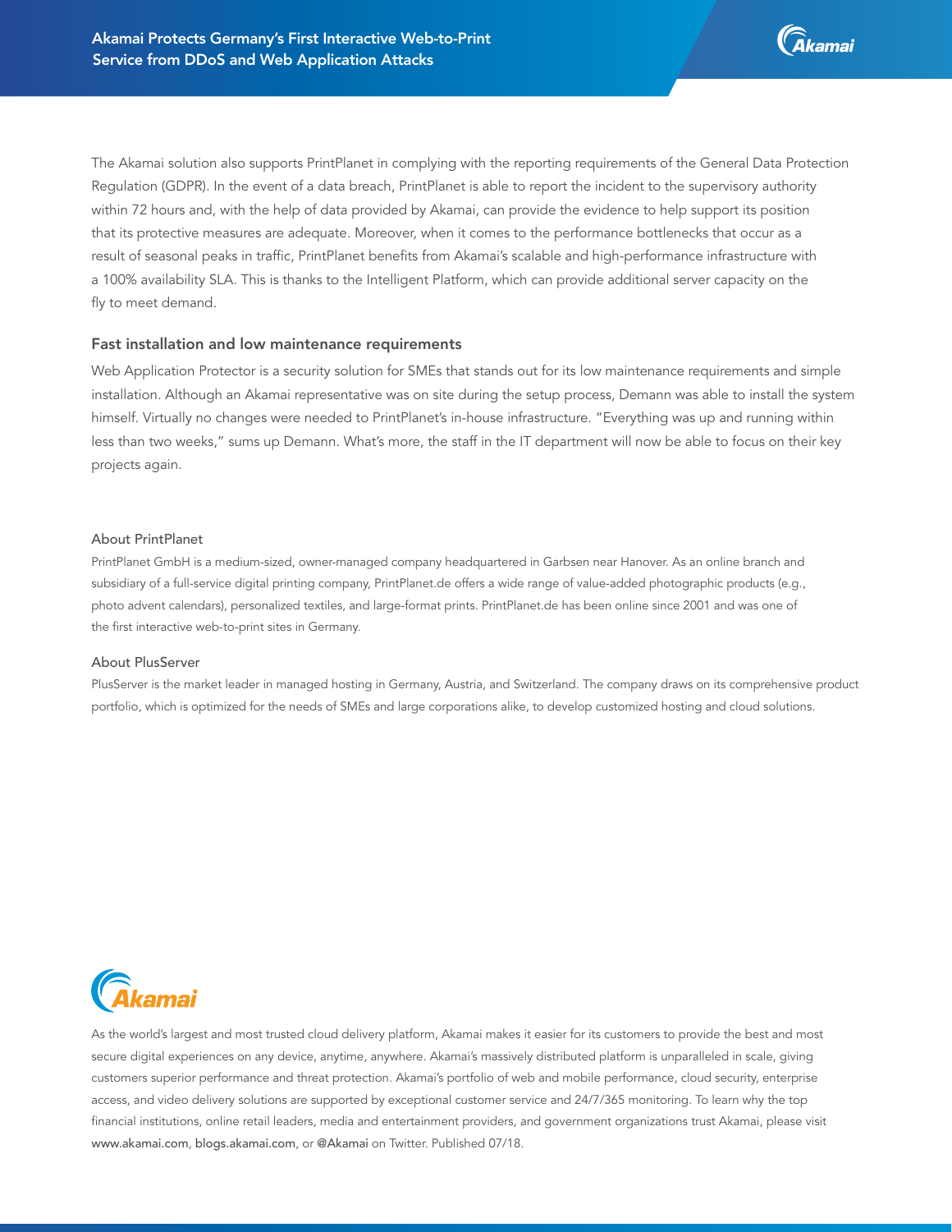The Akamai solution also supports PrintPlanet in complying with the reporting requirements of the General Data Protection Regulation (GDPR). In the event of a data breach, PrintPlanet is able to report the incident to the supervisory authority within 72 hours and, with the help of data provided by Akamai, can provide the evidence to help support its position that its protective measures are adequate. Moreover, when it comes to the performance bottlenecks that occur as a result of seasonal peaks in traffic, PrintPlanet benefits from Akamai's scalable and high-performance infrastructure with a 100% availability SLA. This is thanks to the Intelligent Platform, which can provide additional server capacity on the fly to meet demand.

### Fast installation and low maintenance requirements

Web Application Protector is a security solution for SMEs that stands out for its low maintenance requirements and simple installation. Although an Akamai representative was on site during the setup process, Demann was able to install the system himself. Virtually no changes were needed to PrintPlanet's in-house infrastructure. "Everything was up and running within less than two weeks," sums up Demann. What's more, the staff in the IT department will now be able to focus on their key projects again.

#### About PrintPlanet

PrintPlanet GmbH is a medium-sized, owner-managed company headquartered in Garbsen near Hanover. As an online branch and subsidiary of a full-service digital printing company, PrintPlanet.de offers a wide range of value-added photographic products (e.g., photo advent calendars), personalized textiles, and large-format prints. PrintPlanet.de has been online since 2001 and was one of the first interactive web-to-print sites in Germany.

#### About PlusServer

PlusServer is the market leader in managed hosting in Germany, Austria, and Switzerland. The company draws on its comprehensive product portfolio, which is optimized for the needs of SMEs and large corporations alike, to develop customized hosting and cloud solutions.

Akamai

As the world's largest and most trusted cloud delivery platform, Akamai makes it easier for its customers to provide the best and most secure digital experiences on any device, anytime, anywhere. Akamai's massively distributed platform is unparalleled in scale, giving customers superior performance and threat protection. Akamai's portfolio of web and mobile performance, cloud security, enterprise access, and video delivery solutions are supported by exceptional customer service and 24/7/365 monitoring. To learn why the top financial institutions, online retail leaders, media and entertainment providers, and government organizations trust Akamai, please visit www.akamai.com, blogs.akamai.com, or @Akamai on Twitter. Published 07/18.